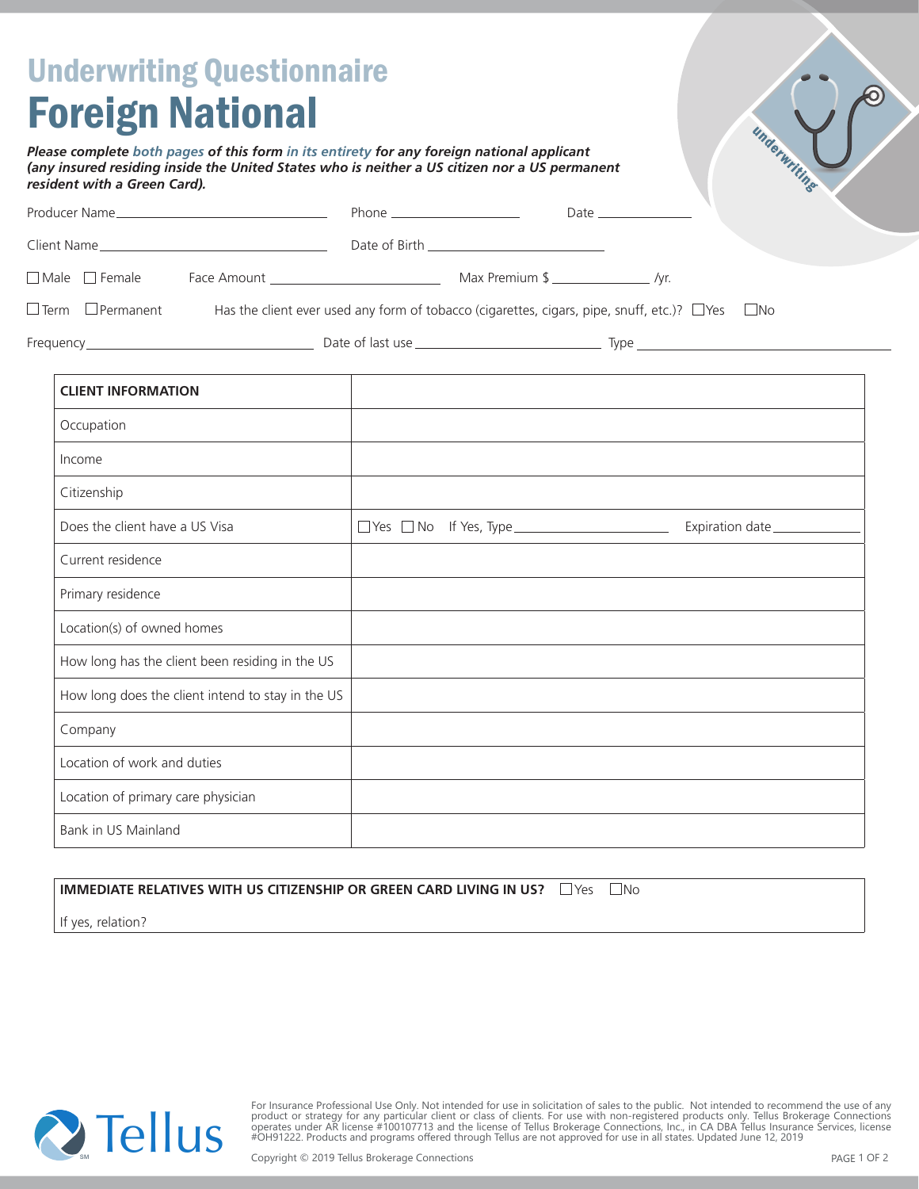# Underwriting Questionnaire

# Foreign National

***Please complete both pages of this form in its entirety for any foreign national applicant (any insured residing inside the United States who is neither a US citizen nor a US permanent resident with a Green Card).***

Producer Name\_\_\_\_\_\_\_\_\_\_\_\_\_\_\_\_\_\_\_\_ Phone \_\_\_\_\_\_\_\_\_\_\_\_\_\_ Date \_\_\_\_\_\_\_\_\_\_

Client Name\_\_\_\_\_\_\_\_\_\_\_\_\_\_\_\_\_\_\_\_ Date of Birth \_\_\_\_\_\_\_\_\_\_\_\_\_\_\_\_

☐ Male ☐ Female Face Amount \_\_\_\_\_\_\_\_\_\_\_\_\_\_\_\_ Max Premium $ \_\_\_\_\_\_\_\_\_\_ /yr.

☐ Term ☐ Permanent Has the client ever used any form of tobacco (cigarettes, cigars, pipe, snuff, etc.)? ☐ Yes ☐ No

Frequency\_\_\_\_\_\_\_\_\_\_\_\_\_\_\_\_\_\_\_\_ Date of last use \_\_\_\_\_\_\_\_\_\_\_\_\_\_\_\_ Type \_\_\_\_\_\_\_\_\_\_\_\_\_\_\_\_\_\_\_\_

| **CLIENT INFORMATION** | |
|---|---|
| Occupation | |
| Income | |
| Citizenship | |
| Does the client have a US Visa | ☐ Yes ☐ No If Yes, Type \_\_\_\_\_\_\_\_\_\_\_\_ Expiration date \_\_\_\_\_\_\_\_ |
| Current residence | |
| Primary residence | |
| Location(s) of owned homes | |
| How long has the client been residing in the US | |
| How long does the client intend to stay in the US | |
| Company | |
| Location of work and duties | |
| Location of primary care physician | |
| Bank in US Mainland | |

**IMMEDIATE RELATIVES WITH US CITIZENSHIP OR GREEN CARD LIVING IN US?** ☐ Yes ☐ No

If yes, relation?

For Insurance Professional Use Only. Not intended for use in solicitation of sales to the public. Not intended to recommend the use of any product or strategy for any particular client or class of clients. For use with non-registered products only. Tellus Brokerage Connections operates under AR license #100107713 and the license of Tellus Brokerage Connections, Inc., in CA DBA Tellus Insurance Services, license #OH91222. Products and programs offered through Tellus are not approved for use in all states. Updated June 12, 2019

Copyright © 2019 Tellus Brokerage Connections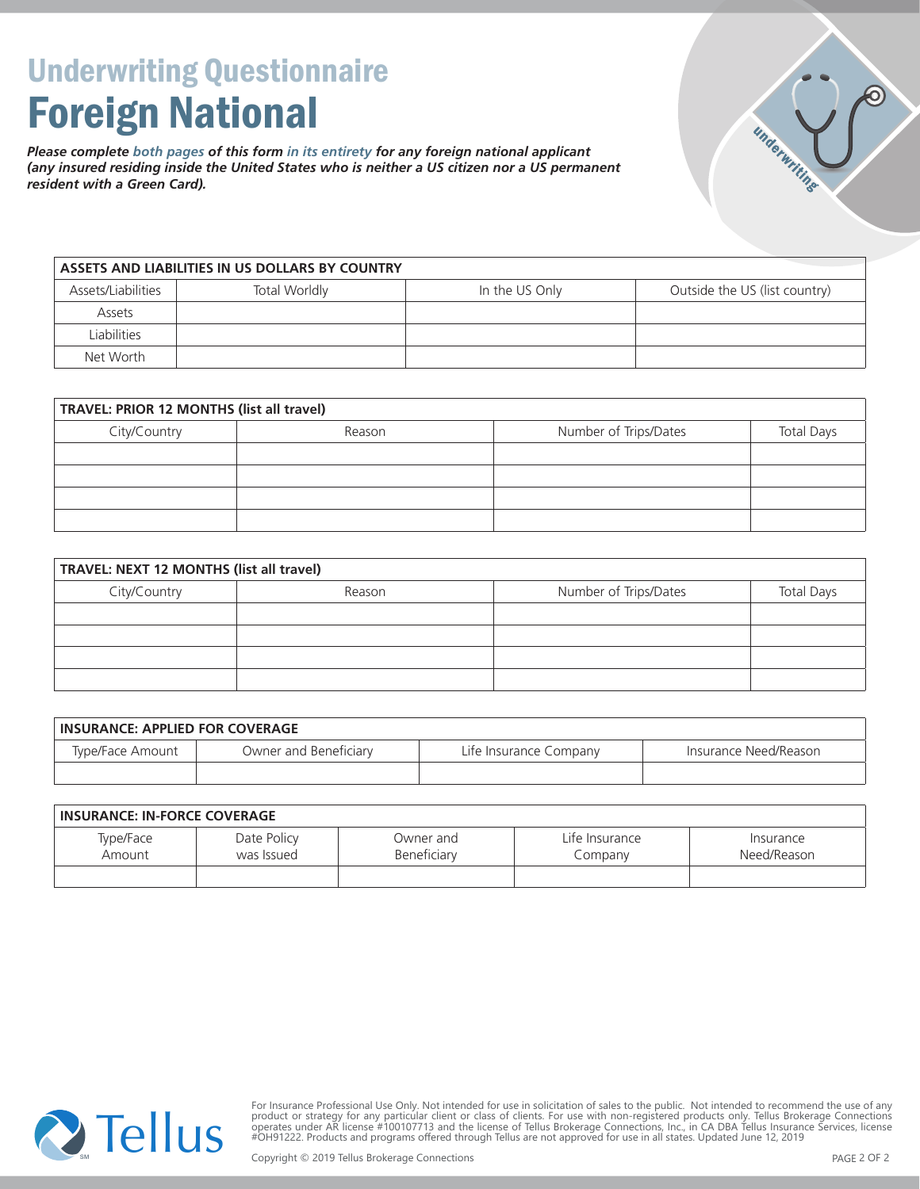# Underwriting Questionnaire
# Foreign National

***Please complete both pages of this form in its entirety for any foreign national applicant (any insured residing inside the United States who is neither a US citizen nor a US permanent resident with a Green Card).***

| ASSETS AND LIABILITIES IN US DOLLARS BY COUNTRY | | | |
|---|---|---|---|
| Assets/Liabilities | Total Worldly | In the US Only | Outside the US (list country) |
| Assets | | | |
| Liabilities | | | |
| Net Worth | | | |

| TRAVEL: PRIOR 12 MONTHS (list all travel) | | | |
|---|---|---|---|
| City/Country | Reason | Number of Trips/Dates | Total Days |
| | | | |
| | | | |
| | | | |
| | | | |

| TRAVEL: NEXT 12 MONTHS (list all travel) | | | |
|---|---|---|---|
| City/Country | Reason | Number of Trips/Dates | Total Days |
| | | | |
| | | | |
| | | | |
| | | | |

| INSURANCE: APPLIED FOR COVERAGE | | | |
|---|---|---|---|
| Type/Face Amount | Owner and Beneficiary | Life Insurance Company | Insurance Need/Reason |
| | | | |

| INSURANCE: IN-FORCE COVERAGE | | | | |
|---|---|---|---|---|
| Type/Face Amount | Date Policy was Issued | Owner and Beneficiary | Life Insurance Company | Insurance Need/Reason |
| | | | | |

For Insurance Professional Use Only. Not intended for use in solicitation of sales to the public. Not intended to recommend the use of any product or strategy for any particular client or class of clients. For use with non-registered products only. Tellus Brokerage Connections operates under AR license #100107713 and the license of Tellus Brokerage Connections, Inc., in CA DBA Tellus Insurance Services, license #OH91222. Products and programs offered through Tellus are not approved for use in all states. Updated June 12, 2019

Copyright © 2019 Tellus Brokerage Connections